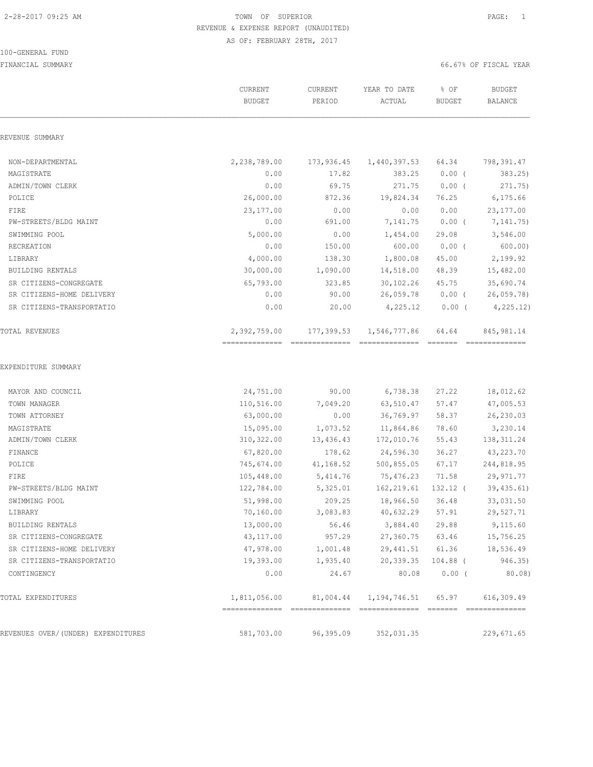2-28-2017 09:25 AM

# TOWN OF SUPERIOR

## REVENUE & EXPENSE REPORT (UNAUDITED)

AS OF: FEBRUARY 28TH, 2017

100-GENERAL FUND

FINANCIAL SUMMARY

66.67% OF FISCAL YEAR

| | CURRENT BUDGET | CURRENT PERIOD | YEAR TO DATE ACTUAL | % OF BUDGET | BUDGET BALANCE |
|---|---|---|---|---|---|
| REVENUE SUMMARY | | | | | |
| NON-DEPARTMENTAL | 2,238,789.00 | 173,936.45 | 1,440,397.53 | 64.34 | 798,391.47 |
| MAGISTRATE | 0.00 | 17.82 | 383.25 | 0.00 ( | 383.25) |
| ADMIN/TOWN CLERK | 0.00 | 69.75 | 271.75 | 0.00 ( | 271.75) |
| POLICE | 26,000.00 | 872.36 | 19,824.34 | 76.25 | 6,175.66 |
| FIRE | 23,177.00 | 0.00 | 0.00 | 0.00 | 23,177.00 |
| PW-STREETS/BLDG MAINT | 0.00 | 691.00 | 7,141.75 | 0.00 ( | 7,141.75) |
| SWIMMING POOL | 5,000.00 | 0.00 | 1,454.00 | 29.08 | 3,546.00 |
| RECREATION | 0.00 | 150.00 | 600.00 | 0.00 ( | 600.00) |
| LIBRARY | 4,000.00 | 138.30 | 1,800.08 | 45.00 | 2,199.92 |
| BUILDING RENTALS | 30,000.00 | 1,090.00 | 14,518.00 | 48.39 | 15,482.00 |
| SR CITIZENS-CONGREGATE | 65,793.00 | 323.85 | 30,102.26 | 45.75 | 35,690.74 |
| SR CITIZENS-HOME DELIVERY | 0.00 | 90.00 | 26,059.78 | 0.00 ( | 26,059.78) |
| SR CITIZENS-TRANSPORTATIO | 0.00 | 20.00 | 4,225.12 | 0.00 ( | 4,225.12) |
| TOTAL REVENUES | 2,392,759.00 | 177,399.53 | 1,546,777.86 | 64.64 | 845,981.14 |
| EXPENDITURE SUMMARY | | | | | |
| MAYOR AND COUNCIL | 24,751.00 | 90.00 | 6,738.38 | 27.22 | 18,012.62 |
| TOWN MANAGER | 110,516.00 | 7,049.20 | 63,510.47 | 57.47 | 47,005.53 |
| TOWN ATTORNEY | 63,000.00 | 0.00 | 36,769.97 | 58.37 | 26,230.03 |
| MAGISTRATE | 15,095.00 | 1,073.52 | 11,864.86 | 78.60 | 3,230.14 |
| ADMIN/TOWN CLERK | 310,322.00 | 13,436.43 | 172,010.76 | 55.43 | 138,311.24 |
| FINANCE | 67,820.00 | 178.62 | 24,596.30 | 36.27 | 43,223.70 |
| POLICE | 745,674.00 | 41,168.52 | 500,855.05 | 67.17 | 244,818.95 |
| FIRE | 105,448.00 | 5,414.76 | 75,476.23 | 71.58 | 29,971.77 |
| PW-STREETS/BLDG MAINT | 122,784.00 | 5,325.01 | 162,219.61 | 132.12 ( | 39,435.61) |
| SWIMMING POOL | 51,998.00 | 209.25 | 18,966.50 | 36.48 | 33,031.50 |
| LIBRARY | 70,160.00 | 3,083.83 | 40,632.29 | 57.91 | 29,527.71 |
| BUILDING RENTALS | 13,000.00 | 56.46 | 3,884.40 | 29.88 | 9,115.60 |
| SR CITIZENS-CONGREGATE | 43,117.00 | 957.29 | 27,360.75 | 63.46 | 15,756.25 |
| SR CITIZENS-HOME DELIVERY | 47,978.00 | 1,001.48 | 29,441.51 | 61.36 | 18,536.49 |
| SR CITIZENS-TRANSPORTATIO | 19,393.00 | 1,935.40 | 20,339.35 | 104.88 ( | 946.35) |
| CONTINGENCY | 0.00 | 24.67 | 80.08 | 0.00 ( | 80.08) |
| TOTAL EXPENDITURES | 1,811,056.00 | 81,004.44 | 1,194,746.51 | 65.97 | 616,309.49 |
| REVENUES OVER/(UNDER) EXPENDITURES | 581,703.00 | 96,395.09 | 352,031.35 | | 229,671.65 |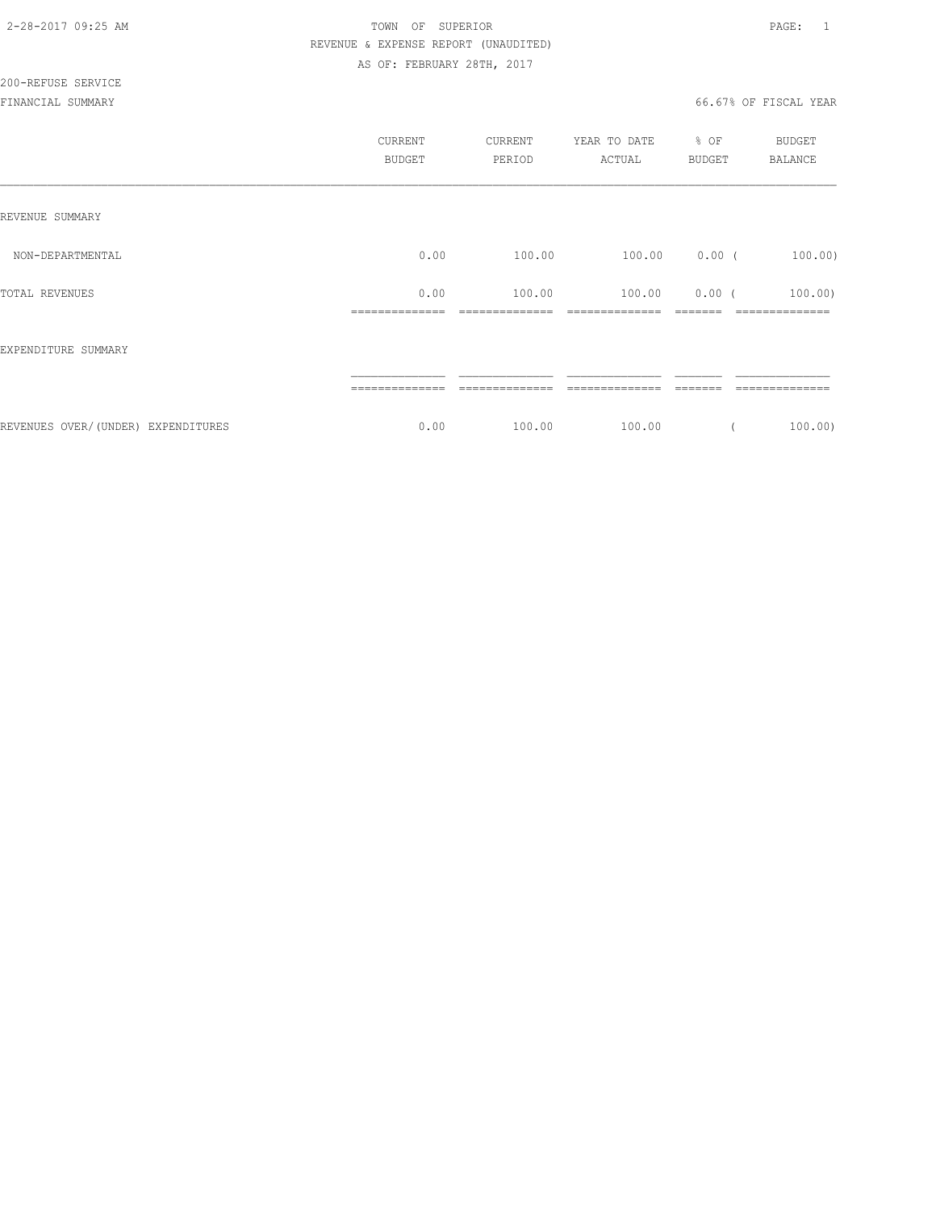TOWN OF SUPERIOR

REVENUE & EXPENSE REPORT (UNAUDITED)

AS OF: FEBRUARY 28TH, 2017

200-REFUSE SERVICE

FINANCIAL SUMMARY — 66.67% OF FISCAL YEAR

| | CURRENT BUDGET | CURRENT PERIOD | YEAR TO DATE ACTUAL | % OF BUDGET | BUDGET BALANCE |
|---|---|---|---|---|---|
| REVENUE SUMMARY | | | | | |
| NON-DEPARTMENTAL | 0.00 | 100.00 | 100.00 | 0.00 | ( 100.00) |
| TOTAL REVENUES | 0.00 | 100.00 | 100.00 | 0.00 | ( 100.00) |
| EXPENDITURE SUMMARY | | | | | |
| REVENUES OVER/(UNDER) EXPENDITURES | 0.00 | 100.00 | 100.00 | | ( 100.00) |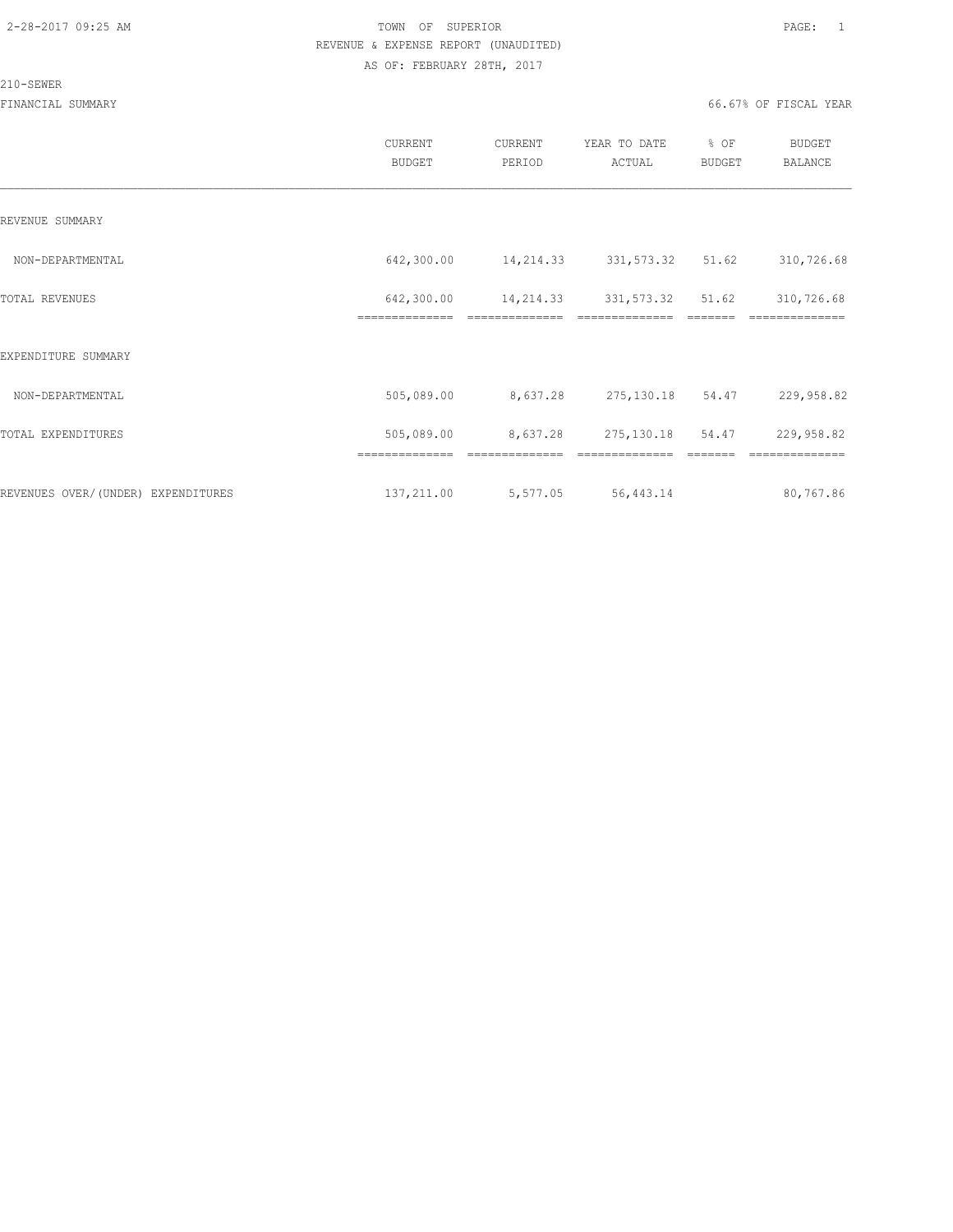TOWN OF SUPERIOR

REVENUE & EXPENSE REPORT (UNAUDITED)

AS OF: FEBRUARY 28TH, 2017

210-SEWER

FINANCIAL SUMMARY — 66.67% OF FISCAL YEAR

| | CURRENT BUDGET | CURRENT PERIOD | YEAR TO DATE ACTUAL | % OF BUDGET | BUDGET BALANCE |
|---|---|---|---|---|---|
| REVENUE SUMMARY | | | | | |
| NON-DEPARTMENTAL | 642,300.00 | 14,214.33 | 331,573.32 | 51.62 | 310,726.68 |
| TOTAL REVENUES | 642,300.00 | 14,214.33 | 331,573.32 | 51.62 | 310,726.68 |
| EXPENDITURE SUMMARY | | | | | |
| NON-DEPARTMENTAL | 505,089.00 | 8,637.28 | 275,130.18 | 54.47 | 229,958.82 |
| TOTAL EXPENDITURES | 505,089.00 | 8,637.28 | 275,130.18 | 54.47 | 229,958.82 |
| REVENUES OVER/(UNDER) EXPENDITURES | 137,211.00 | 5,577.05 | 56,443.14 | | 80,767.86 |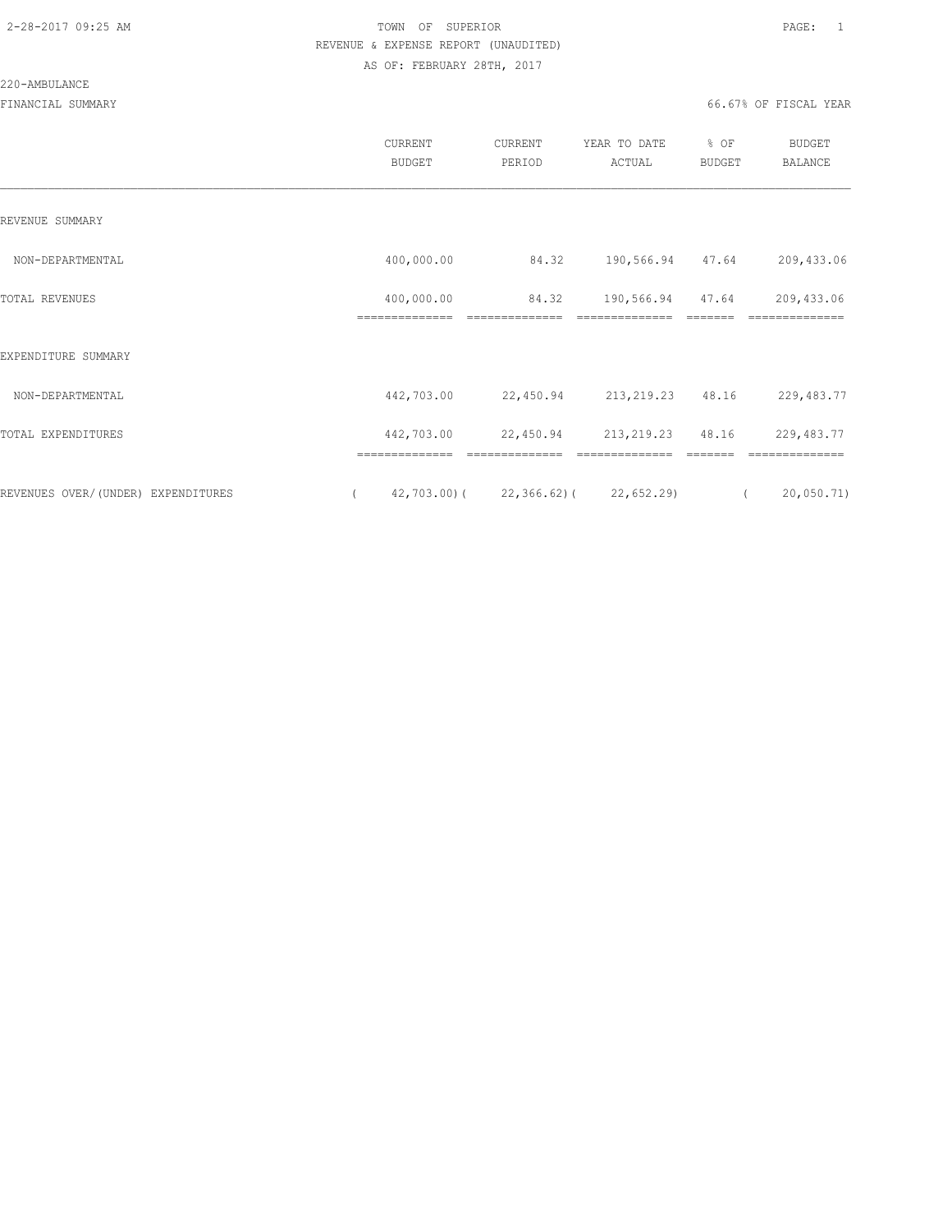TOWN OF SUPERIOR

REVENUE & EXPENSE REPORT (UNAUDITED)

AS OF: FEBRUARY 28TH, 2017

220-AMBULANCE

FINANCIAL SUMMARY

66.67% OF FISCAL YEAR

| | CURRENT BUDGET | CURRENT PERIOD | YEAR TO DATE ACTUAL | % OF BUDGET | BUDGET BALANCE |
|---|---|---|---|---|---|
| REVENUE SUMMARY | | | | | |
| NON-DEPARTMENTAL | 400,000.00 | 84.32 | 190,566.94 | 47.64 | 209,433.06 |
| TOTAL REVENUES | 400,000.00 | 84.32 | 190,566.94 | 47.64 | 209,433.06 |
| EXPENDITURE SUMMARY | | | | | |
| NON-DEPARTMENTAL | 442,703.00 | 22,450.94 | 213,219.23 | 48.16 | 229,483.77 |
| TOTAL EXPENDITURES | 442,703.00 | 22,450.94 | 213,219.23 | 48.16 | 229,483.77 |
| REVENUES OVER/(UNDER) EXPENDITURES | ( 42,703.00) | ( 22,366.62) | ( 22,652.29) | | ( 20,050.71) |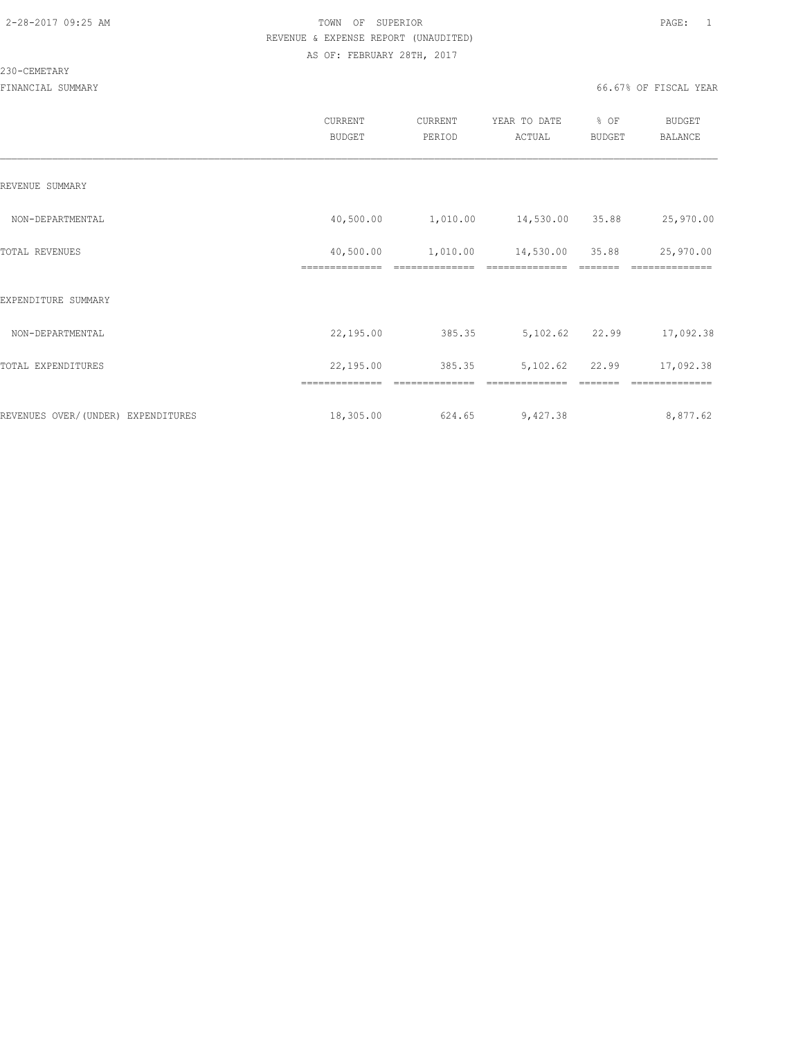2-28-2017 09:25 AM

TOWN OF SUPERIOR

REVENUE & EXPENSE REPORT (UNAUDITED)

AS OF: FEBRUARY 28TH, 2017

230-CEMETARY

FINANCIAL SUMMARY

66.67% OF FISCAL YEAR

| | CURRENT BUDGET | CURRENT PERIOD | YEAR TO DATE ACTUAL | % OF BUDGET | BUDGET BALANCE |
|---|---|---|---|---|---|
| REVENUE SUMMARY | | | | | |
| NON-DEPARTMENTAL | 40,500.00 | 1,010.00 | 14,530.00 | 35.88 | 25,970.00 |
| TOTAL REVENUES | 40,500.00 | 1,010.00 | 14,530.00 | 35.88 | 25,970.00 |
| EXPENDITURE SUMMARY | | | | | |
| NON-DEPARTMENTAL | 22,195.00 | 385.35 | 5,102.62 | 22.99 | 17,092.38 |
| TOTAL EXPENDITURES | 22,195.00 | 385.35 | 5,102.62 | 22.99 | 17,092.38 |
| REVENUES OVER/(UNDER) EXPENDITURES | 18,305.00 | 624.65 | 9,427.38 | | 8,877.62 |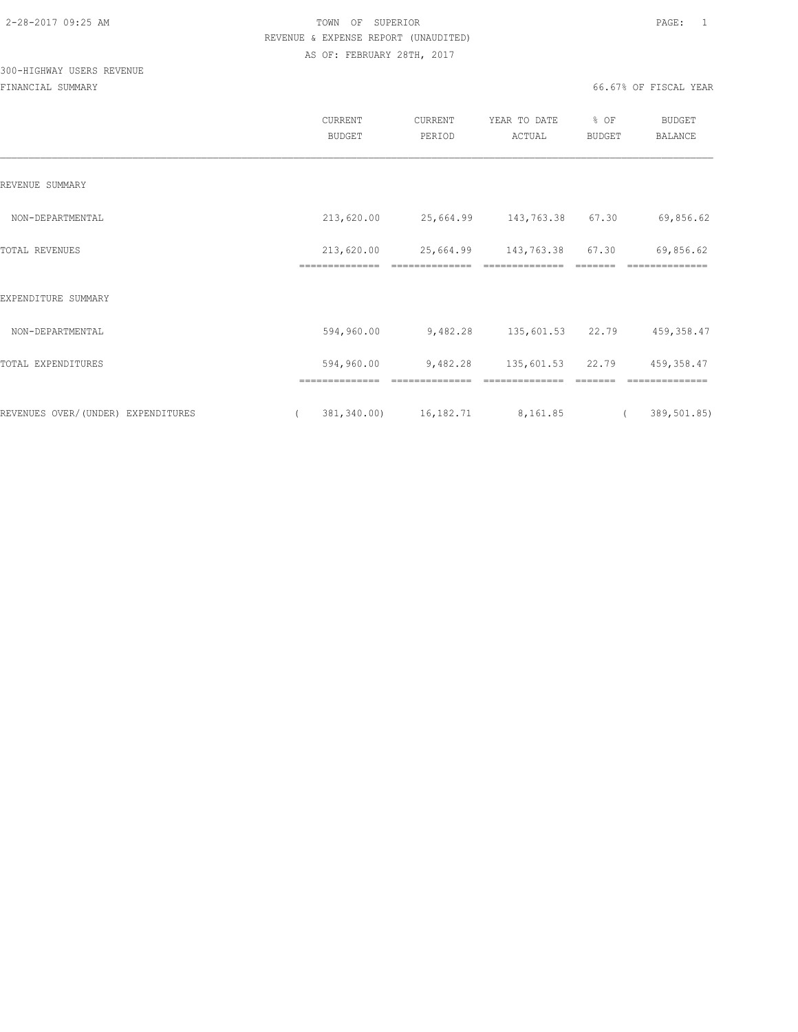TOWN OF SUPERIOR
REVENUE & EXPENSE REPORT (UNAUDITED)
AS OF: FEBRUARY 28TH, 2017

300-HIGHWAY USERS REVENUE

FINANCIAL SUMMARY

66.67% OF FISCAL YEAR

| | CURRENT BUDGET | CURRENT PERIOD | YEAR TO DATE ACTUAL | % OF BUDGET | BUDGET BALANCE |
|---|---|---|---|---|---|
| REVENUE SUMMARY | | | | | |
| NON-DEPARTMENTAL | 213,620.00 | 25,664.99 | 143,763.38 | 67.30 | 69,856.62 |
| TOTAL REVENUES | 213,620.00 | 25,664.99 | 143,763.38 | 67.30 | 69,856.62 |
| EXPENDITURE SUMMARY | | | | | |
| NON-DEPARTMENTAL | 594,960.00 | 9,482.28 | 135,601.53 | 22.79 | 459,358.47 |
| TOTAL EXPENDITURES | 594,960.00 | 9,482.28 | 135,601.53 | 22.79 | 459,358.47 |
| REVENUES OVER/(UNDER) EXPENDITURES | ( 381,340.00) | 16,182.71 | 8,161.85 | | ( 389,501.85) |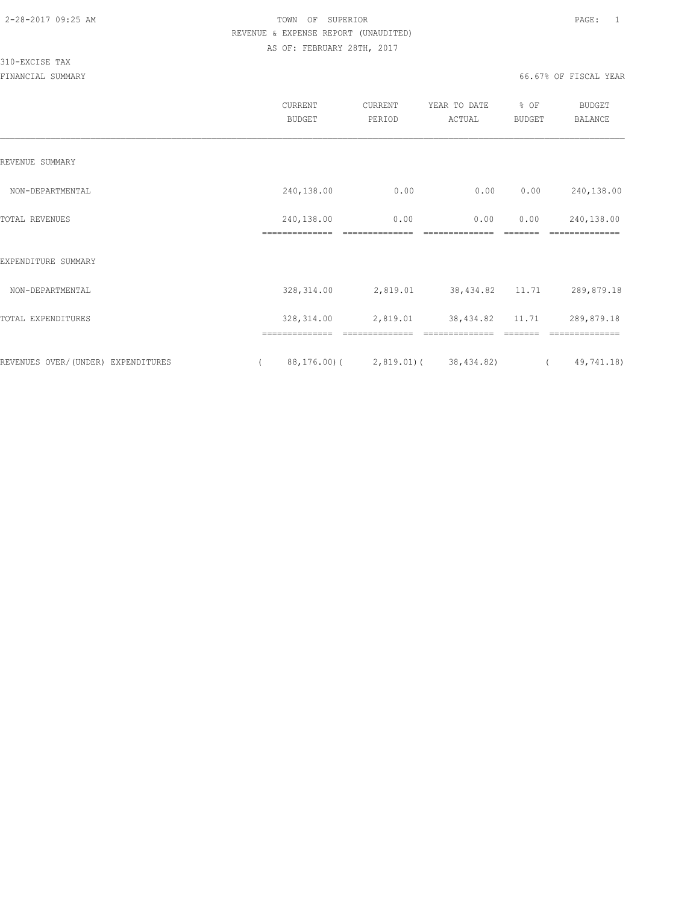TOWN OF SUPERIOR

REVENUE & EXPENSE REPORT (UNAUDITED)

AS OF: FEBRUARY 28TH, 2017

310-EXCISE TAX

FINANCIAL SUMMARY

66.67% OF FISCAL YEAR

| | CURRENT BUDGET | CURRENT PERIOD | YEAR TO DATE ACTUAL | % OF BUDGET | BUDGET BALANCE |
|---|---|---|---|---|---|
| REVENUE SUMMARY | | | | | |
| NON-DEPARTMENTAL | 240,138.00 | 0.00 | 0.00 | 0.00 | 240,138.00 |
| TOTAL REVENUES | 240,138.00 | 0.00 | 0.00 | 0.00 | 240,138.00 |
| EXPENDITURE SUMMARY | | | | | |
| NON-DEPARTMENTAL | 328,314.00 | 2,819.01 | 38,434.82 | 11.71 | 289,879.18 |
| TOTAL EXPENDITURES | 328,314.00 | 2,819.01 | 38,434.82 | 11.71 | 289,879.18 |
| REVENUES OVER/(UNDER) EXPENDITURES | ( 88,176.00) | ( 2,819.01) | ( 38,434.82) | | ( 49,741.18) |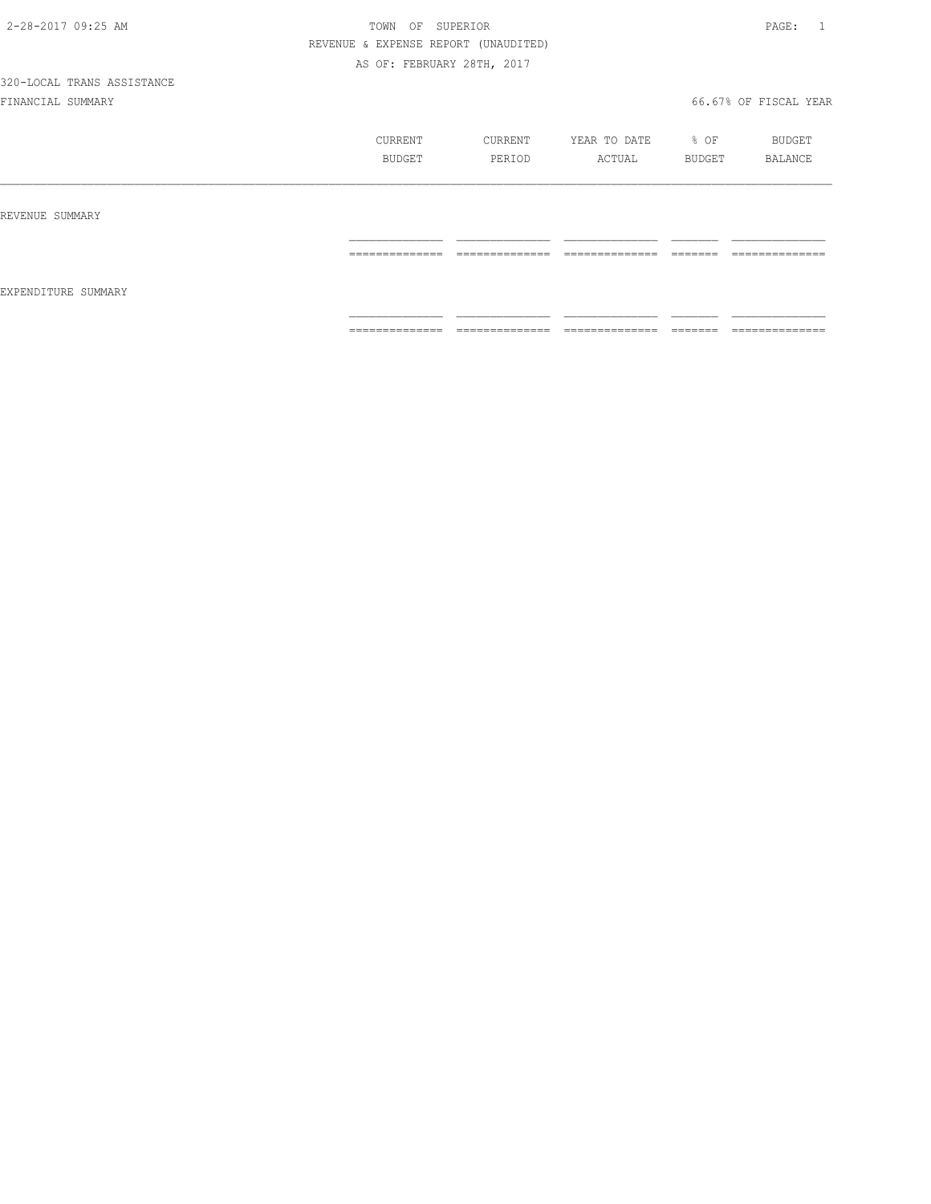TOWN OF SUPERIOR

REVENUE & EXPENSE REPORT (UNAUDITED)

AS OF: FEBRUARY 28TH, 2017

320-LOCAL TRANS ASSISTANCE

FINANCIAL SUMMARY

66.67% OF FISCAL YEAR

| | CURRENT BUDGET | CURRENT PERIOD | YEAR TO DATE ACTUAL | % OF BUDGET | BUDGET BALANCE |
|---|---|---|---|---|---|
| REVENUE SUMMARY | | | | | |
| EXPENDITURE SUMMARY | | | | | |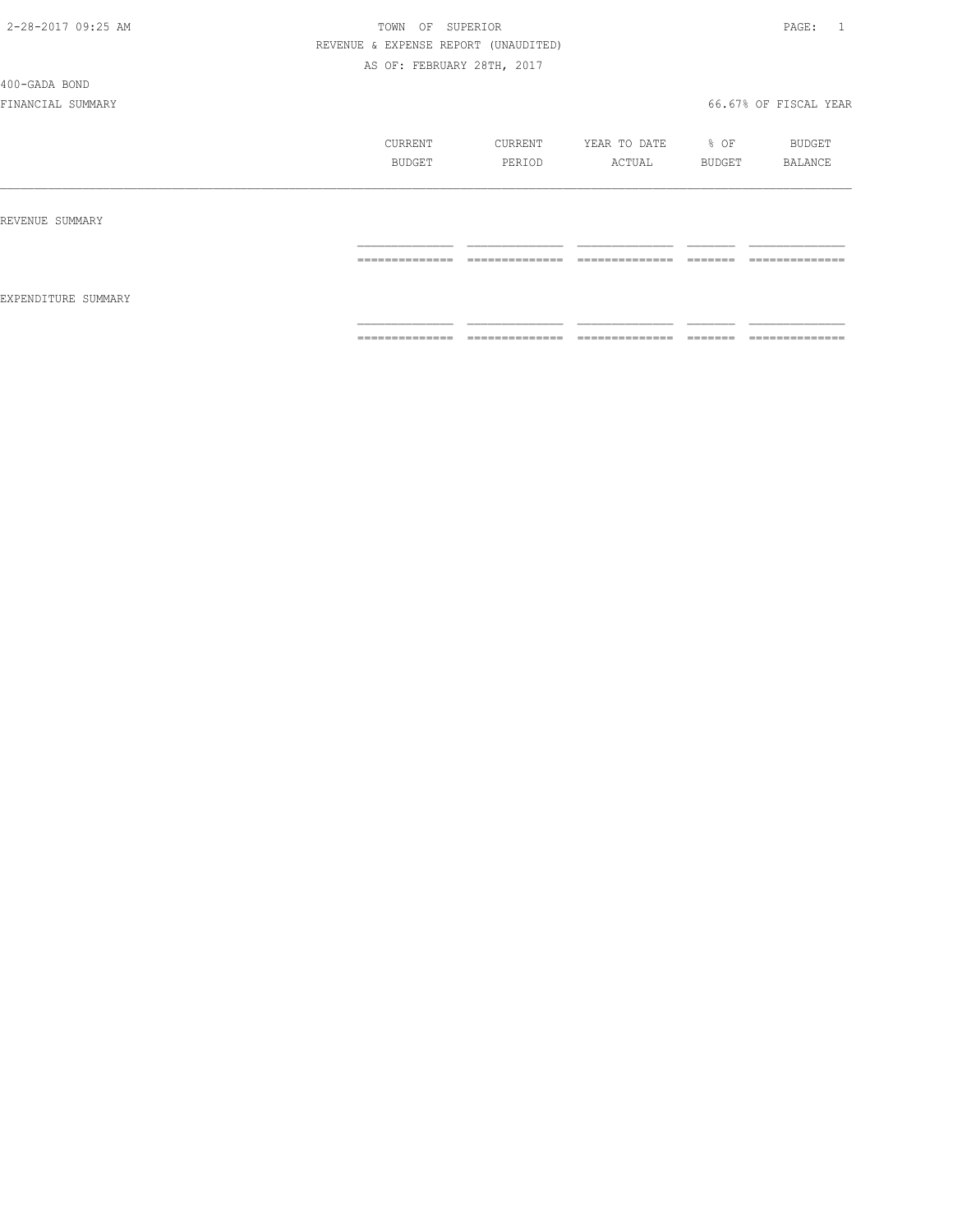TOWN OF SUPERIOR

REVENUE & EXPENSE REPORT (UNAUDITED)

AS OF: FEBRUARY 28TH, 2017

400-GADA BOND

FINANCIAL SUMMARY

66.67% OF FISCAL YEAR

| | CURRENT BUDGET | CURRENT PERIOD | YEAR TO DATE ACTUAL | % OF BUDGET | BUDGET BALANCE |
|---|---|---|---|---|---|
| REVENUE SUMMARY | | | | | |
| EXPENDITURE SUMMARY | | | | | |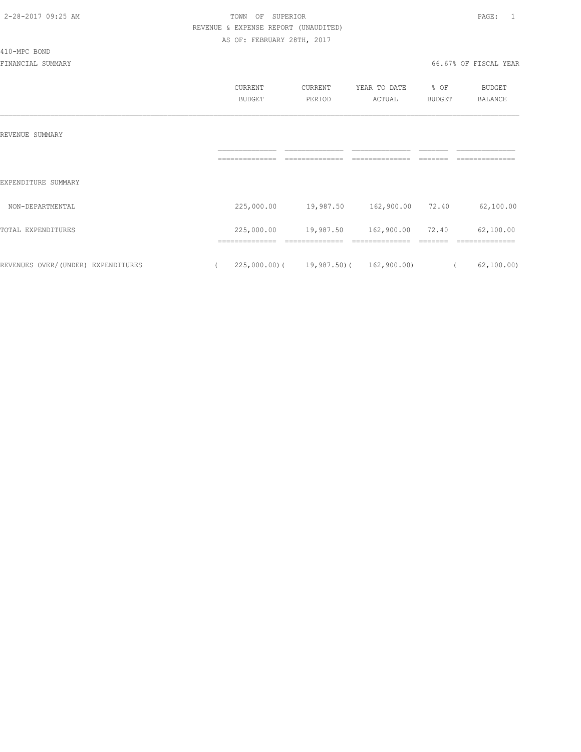TOWN OF SUPERIOR
REVENUE & EXPENSE REPORT (UNAUDITED)
AS OF: FEBRUARY 28TH, 2017

410-MPC BOND
FINANCIAL SUMMARY

66.67% OF FISCAL YEAR

| | CURRENT BUDGET | CURRENT PERIOD | YEAR TO DATE ACTUAL | % OF BUDGET | BUDGET BALANCE |
|---|---|---|---|---|---|
| REVENUE SUMMARY | | | | | |
| EXPENDITURE SUMMARY | | | | | |
| NON-DEPARTMENTAL | 225,000.00 | 19,987.50 | 162,900.00 | 72.40 | 62,100.00 |
| TOTAL EXPENDITURES | 225,000.00 | 19,987.50 | 162,900.00 | 72.40 | 62,100.00 |
| REVENUES OVER/(UNDER) EXPENDITURES | ( 225,000.00) | ( 19,987.50) | ( 162,900.00) | | ( 62,100.00) |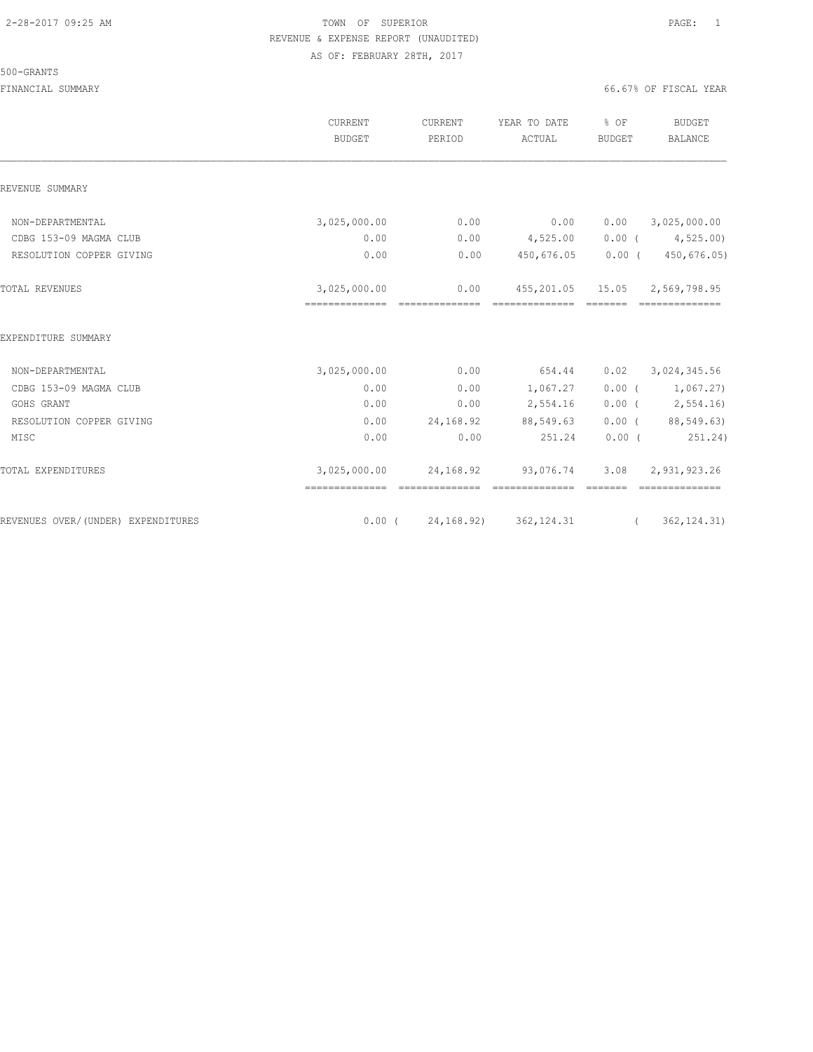TOWN OF SUPERIOR
REVENUE & EXPENSE REPORT (UNAUDITED)
AS OF: FEBRUARY 28TH, 2017

500-GRANTS

FINANCIAL SUMMARY — 66.67% OF FISCAL YEAR

| | CURRENT BUDGET | CURRENT PERIOD | YEAR TO DATE ACTUAL | % OF BUDGET | BUDGET BALANCE |
|---|---|---|---|---|---|
| **REVENUE SUMMARY** | | | | | |
| NON-DEPARTMENTAL | 3,025,000.00 | 0.00 | 0.00 | 0.00 | 3,025,000.00 |
| CDBG 153-09 MAGMA CLUB | 0.00 | 0.00 | 4,525.00 | 0.00 | ( 4,525.00) |
| RESOLUTION COPPER GIVING | 0.00 | 0.00 | 450,676.05 | 0.00 | ( 450,676.05) |
| TOTAL REVENUES | 3,025,000.00 | 0.00 | 455,201.05 | 15.05 | 2,569,798.95 |
| **EXPENDITURE SUMMARY** | | | | | |
| NON-DEPARTMENTAL | 3,025,000.00 | 0.00 | 654.44 | 0.02 | 3,024,345.56 |
| CDBG 153-09 MAGMA CLUB | 0.00 | 0.00 | 1,067.27 | 0.00 | ( 1,067.27) |
| GOHS GRANT | 0.00 | 0.00 | 2,554.16 | 0.00 | ( 2,554.16) |
| RESOLUTION COPPER GIVING | 0.00 | 24,168.92 | 88,549.63 | 0.00 | ( 88,549.63) |
| MISC | 0.00 | 0.00 | 251.24 | 0.00 | ( 251.24) |
| TOTAL EXPENDITURES | 3,025,000.00 | 24,168.92 | 93,076.74 | 3.08 | 2,931,923.26 |
| REVENUES OVER/(UNDER) EXPENDITURES | 0.00 | ( 24,168.92) | 362,124.31 | | ( 362,124.31) |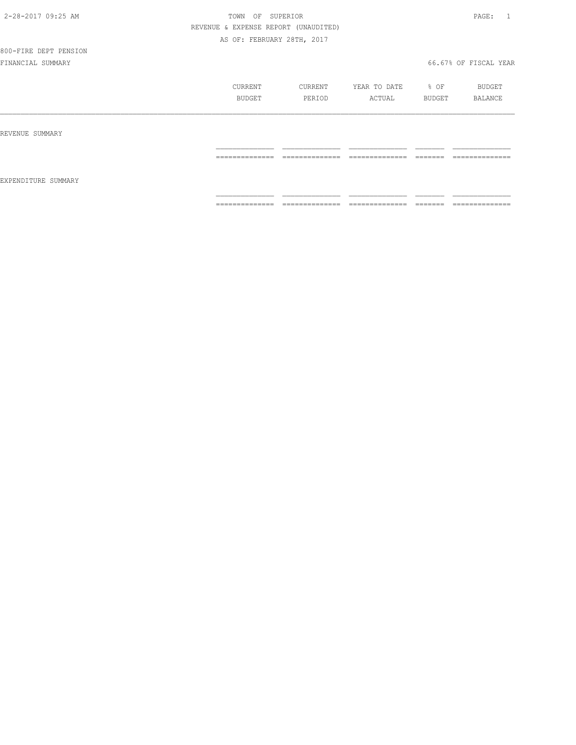TOWN OF SUPERIOR

REVENUE & EXPENSE REPORT (UNAUDITED)

AS OF: FEBRUARY 28TH, 2017

800-FIRE DEPT PENSION

FINANCIAL SUMMARY

66.67% OF FISCAL YEAR

| | CURRENT BUDGET | CURRENT PERIOD | YEAR TO DATE ACTUAL | % OF BUDGET | BUDGET BALANCE |
|---|---|---|---|---|---|
| REVENUE SUMMARY | | | | | |
| EXPENDITURE SUMMARY | | | | | |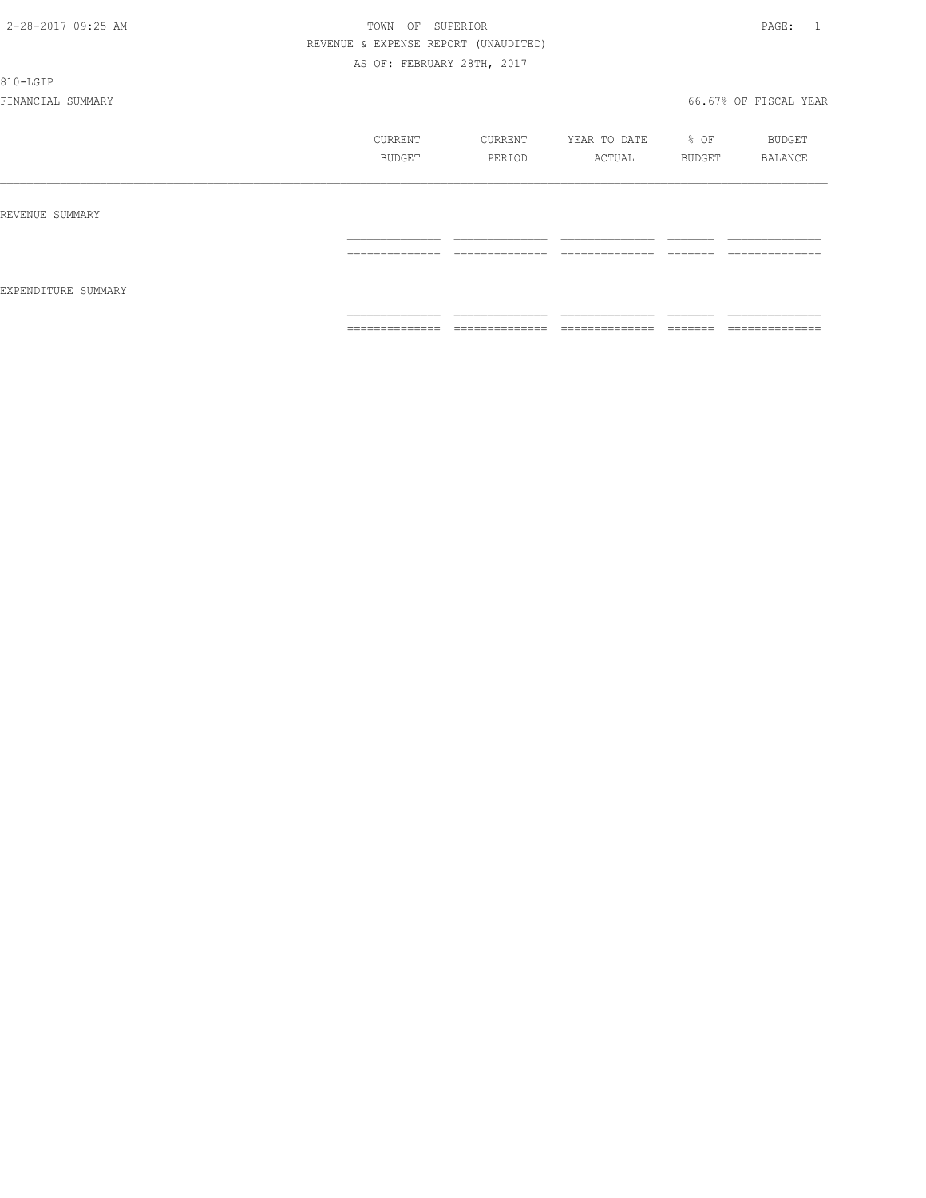TOWN OF SUPERIOR

REVENUE & EXPENSE REPORT (UNAUDITED)

AS OF: FEBRUARY 28TH, 2017

810-LGIP

FINANCIAL SUMMARY 66.67% OF FISCAL YEAR

| | CURRENT BUDGET | CURRENT PERIOD | YEAR TO DATE ACTUAL | % OF BUDGET | BUDGET BALANCE |
|---|---|---|---|---|---|
| REVENUE SUMMARY | | | | | |
| EXPENDITURE SUMMARY | | | | | |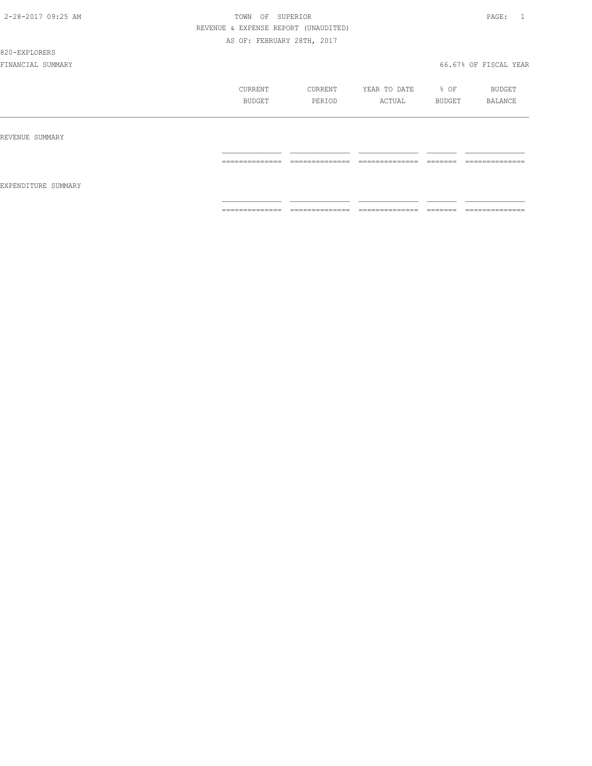TOWN OF SUPERIOR

REVENUE & EXPENSE REPORT (UNAUDITED)

AS OF: FEBRUARY 28TH, 2017

820-EXPLORERS

FINANCIAL SUMMARY 66.67% OF FISCAL YEAR

| | CURRENT BUDGET | CURRENT PERIOD | YEAR TO DATE ACTUAL | % OF BUDGET | BUDGET BALANCE |
|---|---|---|---|---|---|
| REVENUE SUMMARY | | | | | |
| EXPENDITURE SUMMARY | | | | | |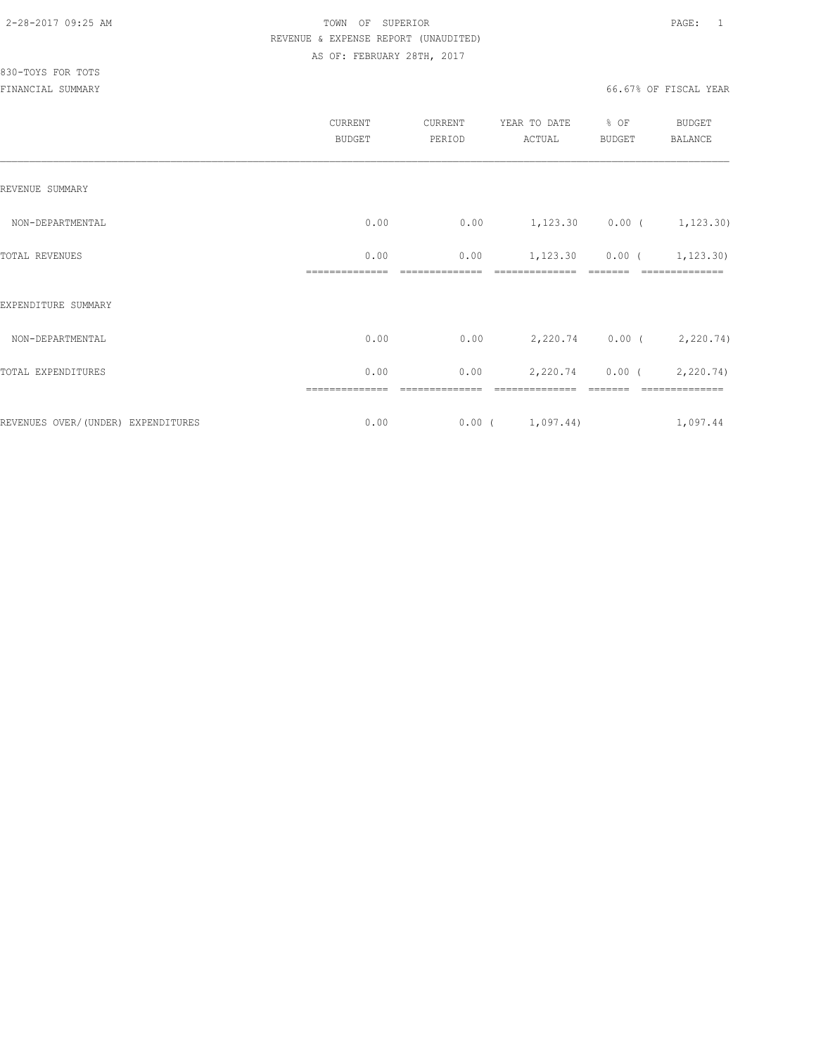TOWN OF SUPERIOR
REVENUE & EXPENSE REPORT (UNAUDITED)
AS OF: FEBRUARY 28TH, 2017

830-TOYS FOR TOTS
FINANCIAL SUMMARY

66.67% OF FISCAL YEAR

| | CURRENT BUDGET | CURRENT PERIOD | YEAR TO DATE ACTUAL | % OF BUDGET | BUDGET BALANCE |
|---|---|---|---|---|---|
| REVENUE SUMMARY | | | | | |
| NON-DEPARTMENTAL | 0.00 | 0.00 | 1,123.30 | 0.00 | ( 1,123.30) |
| TOTAL REVENUES | 0.00 | 0.00 | 1,123.30 | 0.00 | ( 1,123.30) |
| EXPENDITURE SUMMARY | | | | | |
| NON-DEPARTMENTAL | 0.00 | 0.00 | 2,220.74 | 0.00 | ( 2,220.74) |
| TOTAL EXPENDITURES | 0.00 | 0.00 | 2,220.74 | 0.00 | ( 2,220.74) |
| REVENUES OVER/(UNDER) EXPENDITURES | 0.00 | 0.00 | ( 1,097.44) | | 1,097.44 |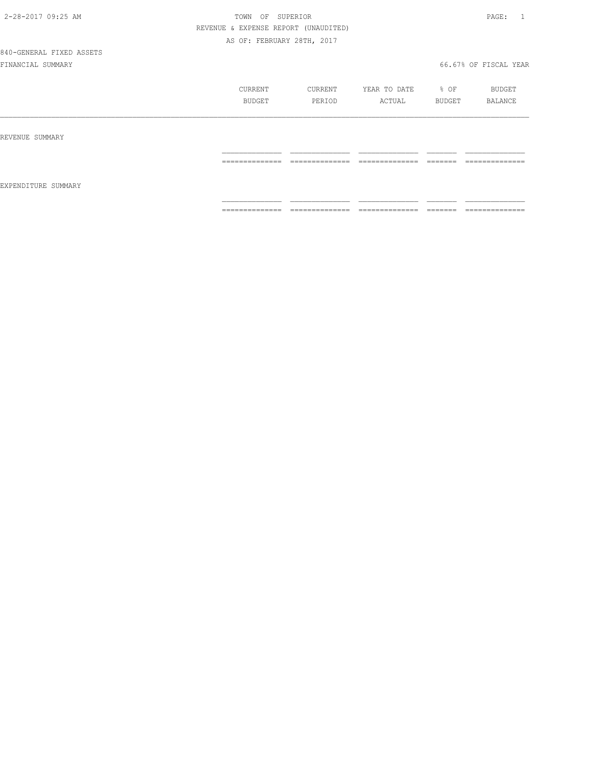TOWN OF SUPERIOR

REVENUE & EXPENSE REPORT (UNAUDITED)

AS OF: FEBRUARY 28TH, 2017

840-GENERAL FIXED ASSETS

FINANCIAL SUMMARY — 66.67% OF FISCAL YEAR

| | CURRENT BUDGET | CURRENT PERIOD | YEAR TO DATE ACTUAL | % OF BUDGET | BUDGET BALANCE |
|---|---|---|---|---|---|
| REVENUE SUMMARY | | | | | |
| EXPENDITURE SUMMARY | | | | | |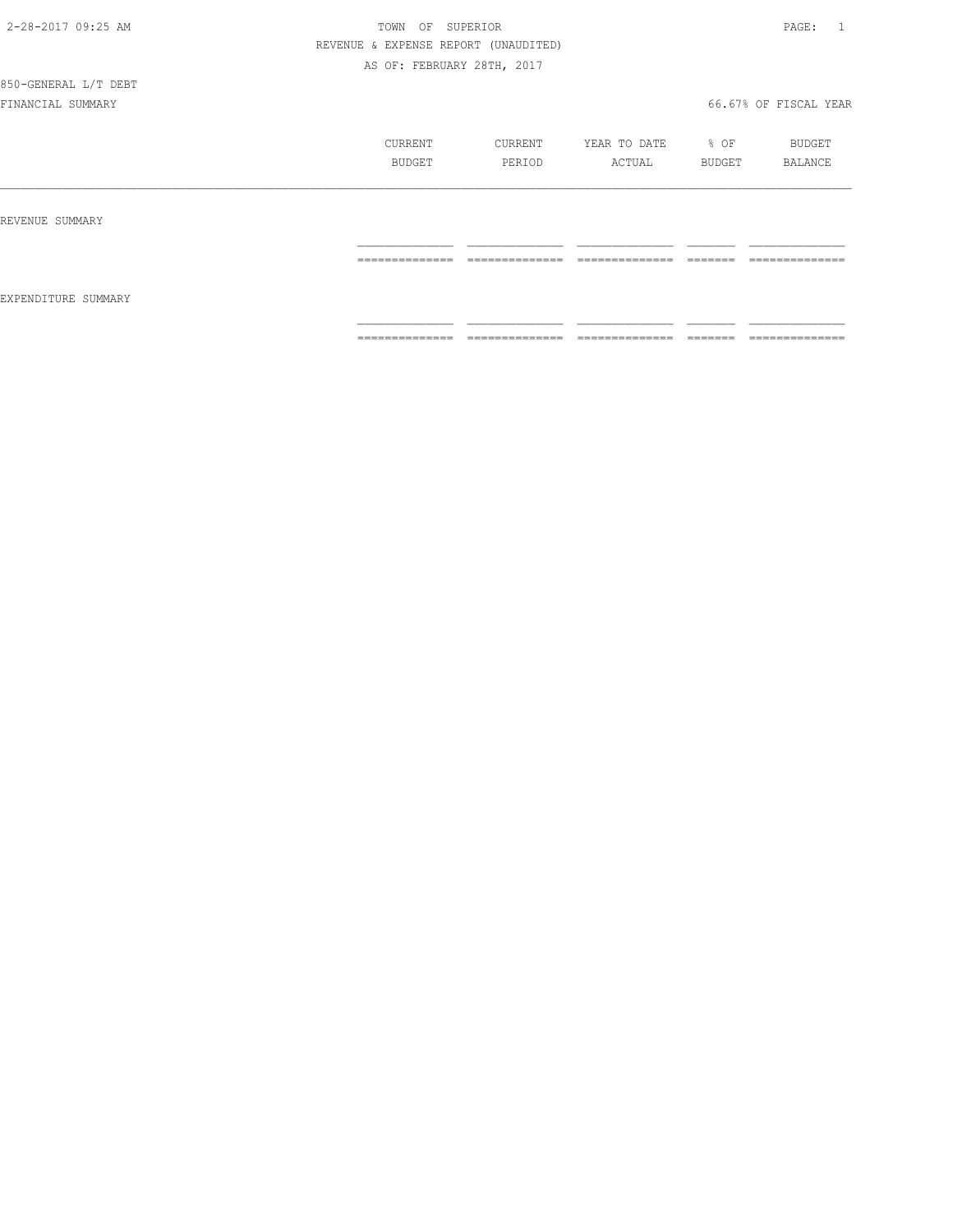2-28-2017 09:25 AM

TOWN OF SUPERIOR

REVENUE & EXPENSE REPORT (UNAUDITED)

AS OF: FEBRUARY 28TH, 2017

850-GENERAL L/T DEBT

FINANCIAL SUMMARY

66.67% OF FISCAL YEAR

| | CURRENT BUDGET | CURRENT PERIOD | YEAR TO DATE ACTUAL | % OF BUDGET | BUDGET BALANCE |
|---|---|---|---|---|---|
| REVENUE SUMMARY | | | | | |
| EXPENDITURE SUMMARY | | | | | |